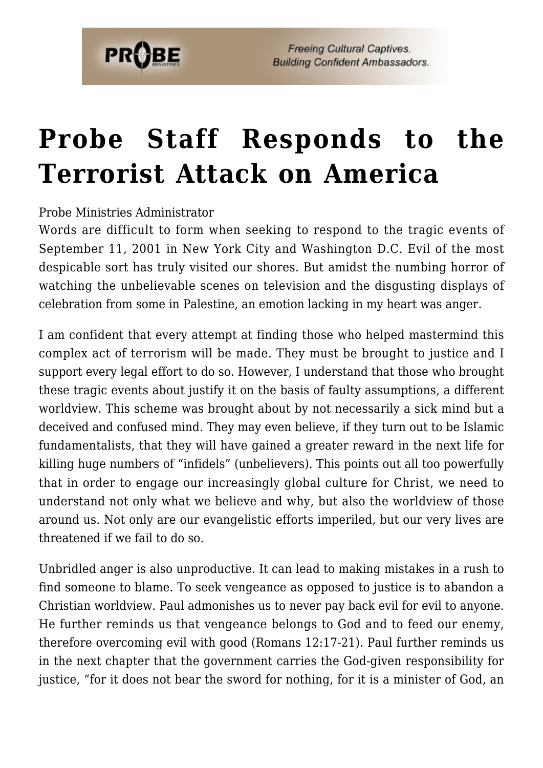# Probe Staff Responds to the Terrorist Attack on America

Probe Ministries Administrator

Words are difficult to form when seeking to respond to the tragic events of September 11, 2001 in New York City and Washington D.C. Evil of the most despicable sort has truly visited our shores. But amidst the numbing horror of watching the unbelievable scenes on television and the disgusting displays of celebration from some in Palestine, an emotion lacking in my heart was anger.

I am confident that every attempt at finding those who helped mastermind this complex act of terrorism will be made. They must be brought to justice and I support every legal effort to do so. However, I understand that those who brought these tragic events about justify it on the basis of faulty assumptions, a different worldview. This scheme was brought about by not necessarily a sick mind but a deceived and confused mind. They may even believe, if they turn out to be Islamic fundamentalists, that they will have gained a greater reward in the next life for killing huge numbers of "infidels" (unbelievers). This points out all too powerfully that in order to engage our increasingly global culture for Christ, we need to understand not only what we believe and why, but also the worldview of those around us. Not only are our evangelistic efforts imperiled, but our very lives are threatened if we fail to do so.

Unbridled anger is also unproductive. It can lead to making mistakes in a rush to find someone to blame. To seek vengeance as opposed to justice is to abandon a Christian worldview. Paul admonishes us to never pay back evil for evil to anyone. He further reminds us that vengeance belongs to God and to feed our enemy, therefore overcoming evil with good (Romans 12:17-21). Paul further reminds us in the next chapter that the government carries the God-given responsibility for justice, "for it does not bear the sword for nothing, for it is a minister of God, an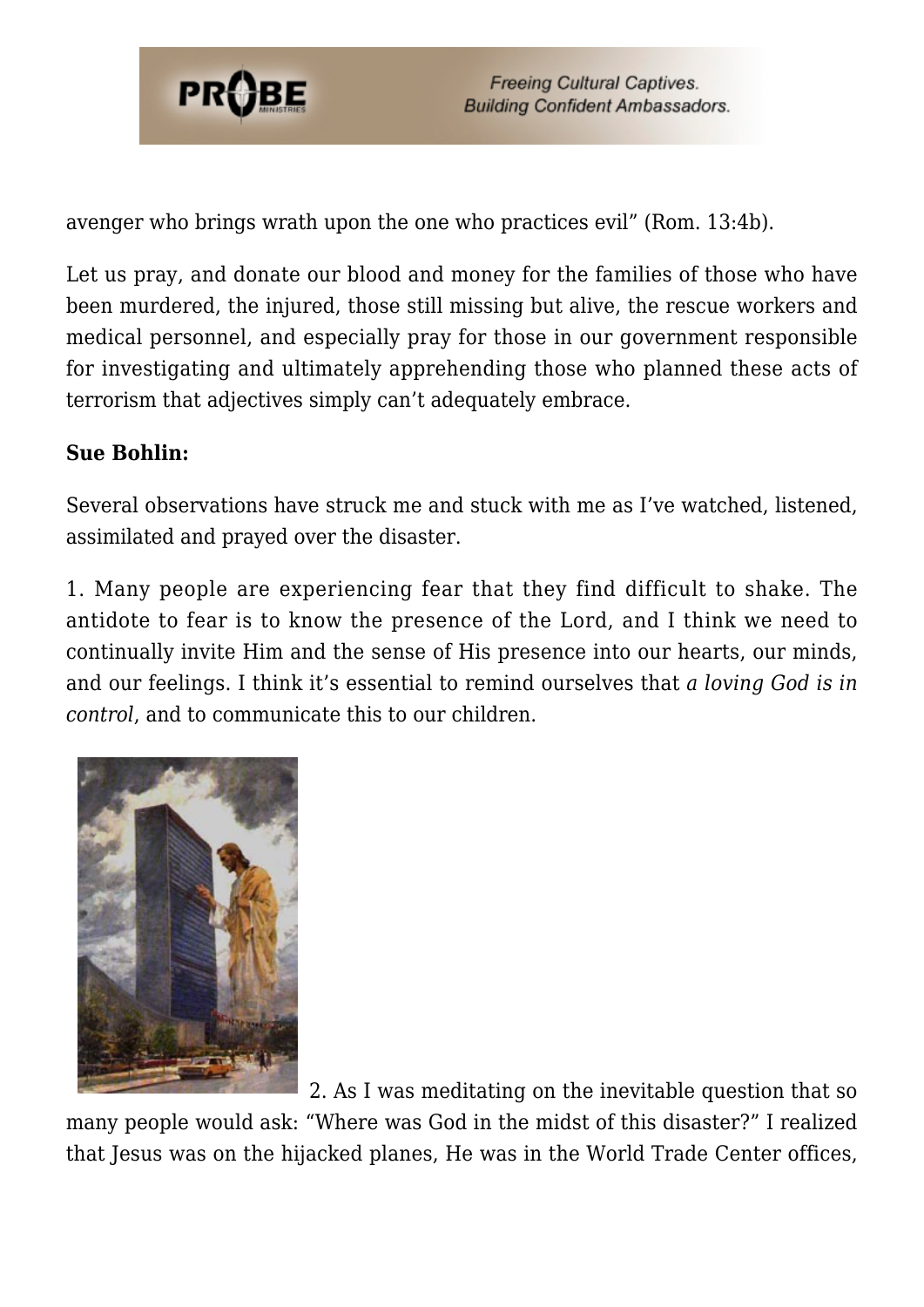avenger who brings wrath upon the one who practices evil" (Rom. 13:4b).

Let us pray, and donate our blood and money for the families of those who have been murdered, the injured, those still missing but alive, the rescue workers and medical personnel, and especially pray for those in our government responsible for investigating and ultimately apprehending those who planned these acts of terrorism that adjectives simply can't adequately embrace.

**Sue Bohlin:**

Several observations have struck me and stuck with me as I've watched, listened, assimilated and prayed over the disaster.

1. Many people are experiencing fear that they find difficult to shake. The antidote to fear is to know the presence of the Lord, and I think we need to continually invite Him and the sense of His presence into our hearts, our minds, and our feelings. I think it's essential to remind ourselves that *a loving God is in control*, and to communicate this to our children.

2. As I was meditating on the inevitable question that so many people would ask: "Where was God in the midst of this disaster?" I realized that Jesus was on the hijacked planes, He was in the World Trade Center offices,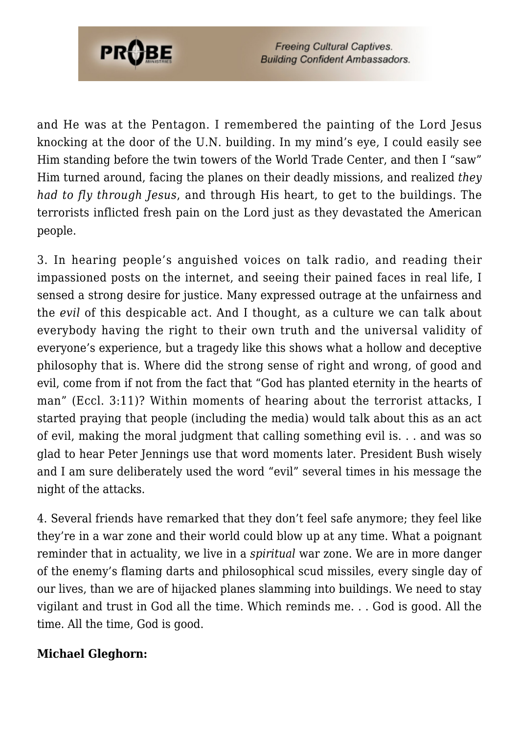and He was at the Pentagon. I remembered the painting of the Lord Jesus knocking at the door of the U.N. building. In my mind's eye, I could easily see Him standing before the twin towers of the World Trade Center, and then I "saw" Him turned around, facing the planes on their deadly missions, and realized *they had to fly through Jesus*, and through His heart, to get to the buildings. The terrorists inflicted fresh pain on the Lord just as they devastated the American people.

3. In hearing people's anguished voices on talk radio, and reading their impassioned posts on the internet, and seeing their pained faces in real life, I sensed a strong desire for justice. Many expressed outrage at the unfairness and the *evil* of this despicable act. And I thought, as a culture we can talk about everybody having the right to their own truth and the universal validity of everyone's experience, but a tragedy like this shows what a hollow and deceptive philosophy that is. Where did the strong sense of right and wrong, of good and evil, come from if not from the fact that "God has planted eternity in the hearts of man" (Eccl. 3:11)? Within moments of hearing about the terrorist attacks, I started praying that people (including the media) would talk about this as an act of evil, making the moral judgment that calling something evil is. . . and was so glad to hear Peter Jennings use that word moments later. President Bush wisely and I am sure deliberately used the word "evil" several times in his message the night of the attacks.

4. Several friends have remarked that they don't feel safe anymore; they feel like they're in a war zone and their world could blow up at any time. What a poignant reminder that in actuality, we live in a *spiritual* war zone. We are in more danger of the enemy's flaming darts and philosophical scud missiles, every single day of our lives, than we are of hijacked planes slamming into buildings. We need to stay vigilant and trust in God all the time. Which reminds me. . . God is good. All the time. All the time, God is good.

**Michael Gleghorn:**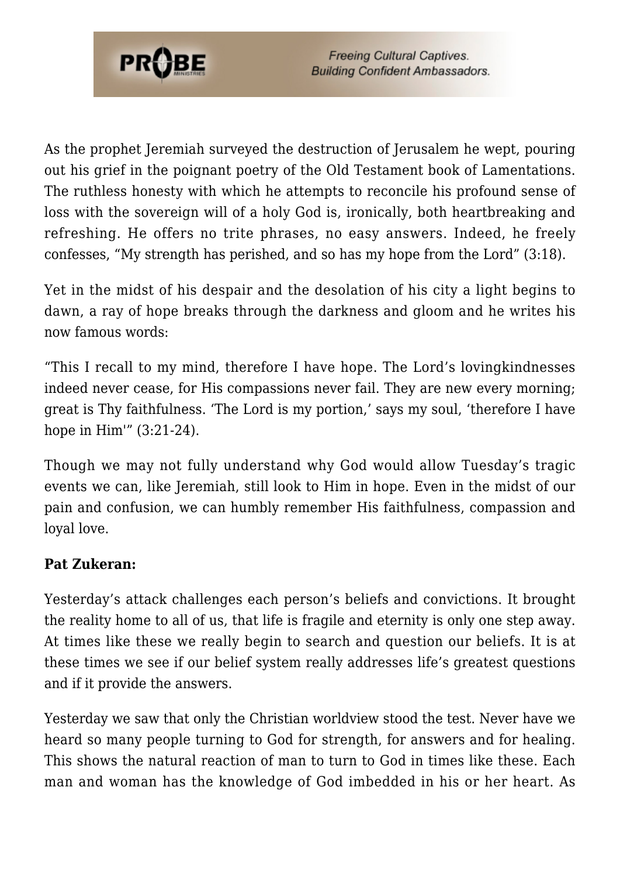As the prophet Jeremiah surveyed the destruction of Jerusalem he wept, pouring out his grief in the poignant poetry of the Old Testament book of Lamentations. The ruthless honesty with which he attempts to reconcile his profound sense of loss with the sovereign will of a holy God is, ironically, both heartbreaking and refreshing. He offers no trite phrases, no easy answers. Indeed, he freely confesses, "My strength has perished, and so has my hope from the Lord" (3:18).

Yet in the midst of his despair and the desolation of his city a light begins to dawn, a ray of hope breaks through the darkness and gloom and he writes his now famous words:

"This I recall to my mind, therefore I have hope. The Lord's lovingkindnesses indeed never cease, for His compassions never fail. They are new every morning; great is Thy faithfulness. 'The Lord is my portion,' says my soul, 'therefore I have hope in Him'" (3:21-24).

Though we may not fully understand why God would allow Tuesday's tragic events we can, like Jeremiah, still look to Him in hope. Even in the midst of our pain and confusion, we can humbly remember His faithfulness, compassion and loyal love.

**Pat Zukeran:**

Yesterday's attack challenges each person's beliefs and convictions. It brought the reality home to all of us, that life is fragile and eternity is only one step away. At times like these we really begin to search and question our beliefs. It is at these times we see if our belief system really addresses life's greatest questions and if it provide the answers.

Yesterday we saw that only the Christian worldview stood the test. Never have we heard so many people turning to God for strength, for answers and for healing. This shows the natural reaction of man to turn to God in times like these. Each man and woman has the knowledge of God imbedded in his or her heart. As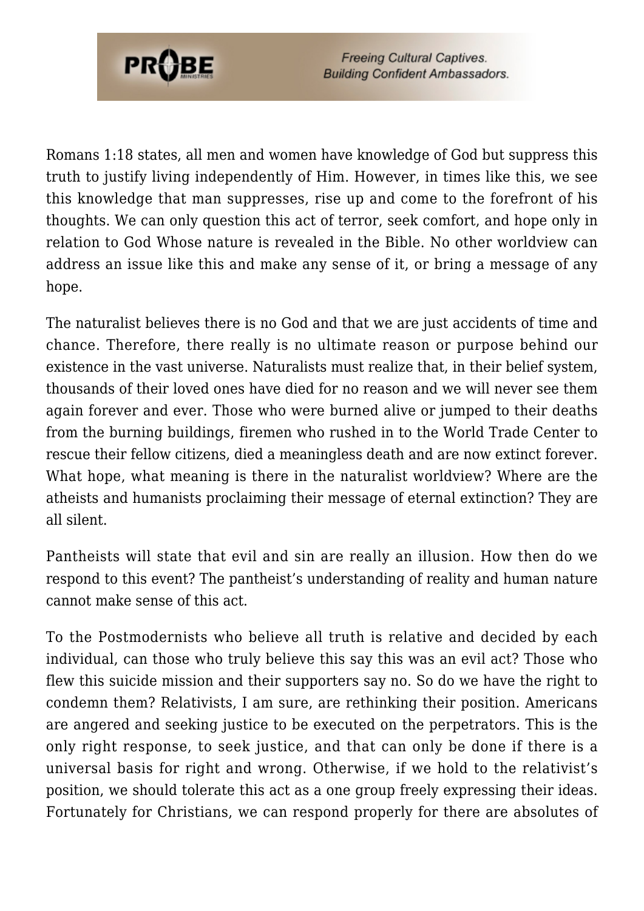Romans 1:18 states, all men and women have knowledge of God but suppress this truth to justify living independently of Him. However, in times like this, we see this knowledge that man suppresses, rise up and come to the forefront of his thoughts. We can only question this act of terror, seek comfort, and hope only in relation to God Whose nature is revealed in the Bible. No other worldview can address an issue like this and make any sense of it, or bring a message of any hope.

The naturalist believes there is no God and that we are just accidents of time and chance. Therefore, there really is no ultimate reason or purpose behind our existence in the vast universe. Naturalists must realize that, in their belief system, thousands of their loved ones have died for no reason and we will never see them again forever and ever. Those who were burned alive or jumped to their deaths from the burning buildings, firemen who rushed in to the World Trade Center to rescue their fellow citizens, died a meaningless death and are now extinct forever. What hope, what meaning is there in the naturalist worldview? Where are the atheists and humanists proclaiming their message of eternal extinction? They are all silent.

Pantheists will state that evil and sin are really an illusion. How then do we respond to this event? The pantheist's understanding of reality and human nature cannot make sense of this act.

To the Postmodernists who believe all truth is relative and decided by each individual, can those who truly believe this say this was an evil act? Those who flew this suicide mission and their supporters say no. So do we have the right to condemn them? Relativists, I am sure, are rethinking their position. Americans are angered and seeking justice to be executed on the perpetrators. This is the only right response, to seek justice, and that can only be done if there is a universal basis for right and wrong. Otherwise, if we hold to the relativist's position, we should tolerate this act as a one group freely expressing their ideas. Fortunately for Christians, we can respond properly for there are absolutes of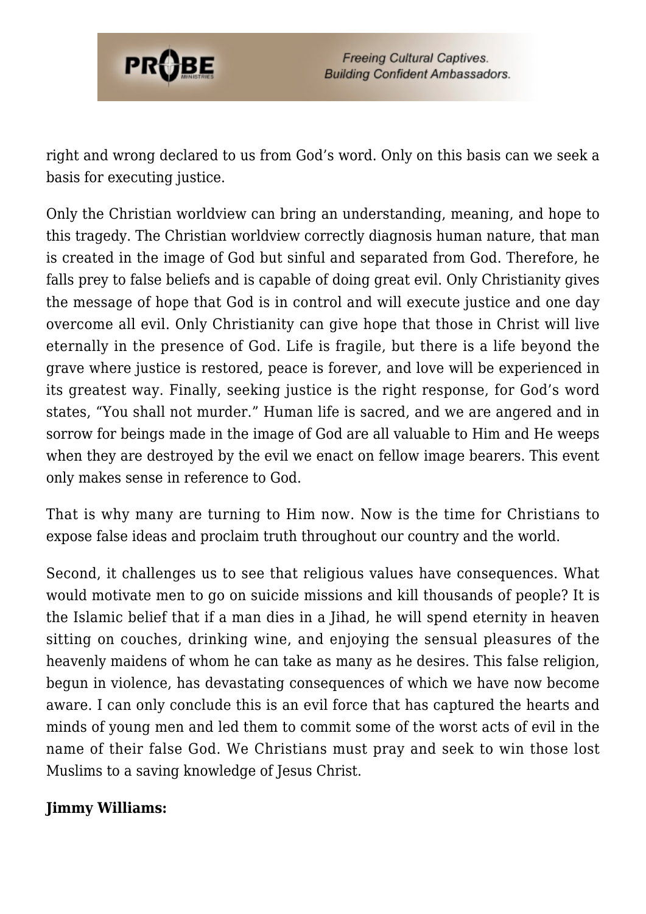right and wrong declared to us from God's word. Only on this basis can we seek a basis for executing justice.

Only the Christian worldview can bring an understanding, meaning, and hope to this tragedy. The Christian worldview correctly diagnosis human nature, that man is created in the image of God but sinful and separated from God. Therefore, he falls prey to false beliefs and is capable of doing great evil. Only Christianity gives the message of hope that God is in control and will execute justice and one day overcome all evil. Only Christianity can give hope that those in Christ will live eternally in the presence of God. Life is fragile, but there is a life beyond the grave where justice is restored, peace is forever, and love will be experienced in its greatest way. Finally, seeking justice is the right response, for God's word states, "You shall not murder." Human life is sacred, and we are angered and in sorrow for beings made in the image of God are all valuable to Him and He weeps when they are destroyed by the evil we enact on fellow image bearers. This event only makes sense in reference to God.

That is why many are turning to Him now. Now is the time for Christians to expose false ideas and proclaim truth throughout our country and the world.

Second, it challenges us to see that religious values have consequences. What would motivate men to go on suicide missions and kill thousands of people? It is the Islamic belief that if a man dies in a Jihad, he will spend eternity in heaven sitting on couches, drinking wine, and enjoying the sensual pleasures of the heavenly maidens of whom he can take as many as he desires. This false religion, begun in violence, has devastating consequences of which we have now become aware. I can only conclude this is an evil force that has captured the hearts and minds of young men and led them to commit some of the worst acts of evil in the name of their false God. We Christians must pray and seek to win those lost Muslims to a saving knowledge of Jesus Christ.

**Jimmy Williams:**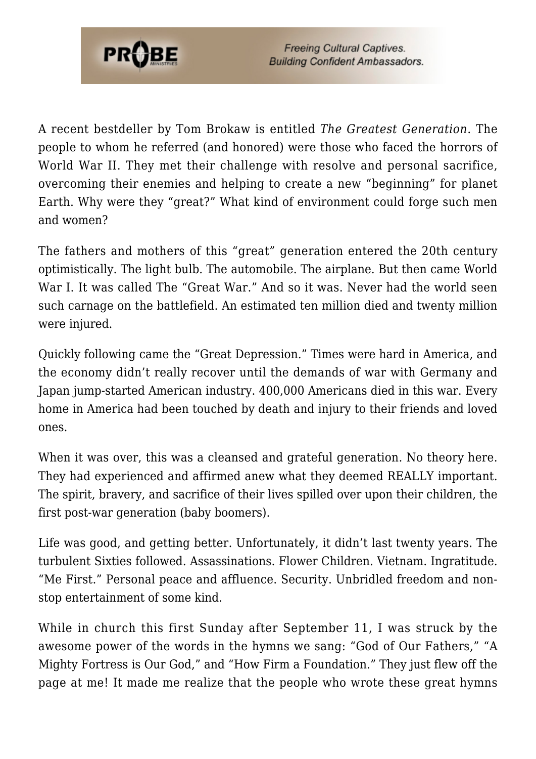A recent bestdeller by Tom Brokaw is entitled *The Greatest Generation*. The people to whom he referred (and honored) were those who faced the horrors of World War II. They met their challenge with resolve and personal sacrifice, overcoming their enemies and helping to create a new "beginning" for planet Earth. Why were they "great?" What kind of environment could forge such men and women?

The fathers and mothers of this "great" generation entered the 20th century optimistically. The light bulb. The automobile. The airplane. But then came World War I. It was called The "Great War." And so it was. Never had the world seen such carnage on the battlefield. An estimated ten million died and twenty million were injured.

Quickly following came the "Great Depression." Times were hard in America, and the economy didn't really recover until the demands of war with Germany and Japan jump-started American industry. 400,000 Americans died in this war. Every home in America had been touched by death and injury to their friends and loved ones.

When it was over, this was a cleansed and grateful generation. No theory here. They had experienced and affirmed anew what they deemed REALLY important. The spirit, bravery, and sacrifice of their lives spilled over upon their children, the first post-war generation (baby boomers).

Life was good, and getting better. Unfortunately, it didn't last twenty years. The turbulent Sixties followed. Assassinations. Flower Children. Vietnam. Ingratitude. "Me First." Personal peace and affluence. Security. Unbridled freedom and non-stop entertainment of some kind.

While in church this first Sunday after September 11, I was struck by the awesome power of the words in the hymns we sang: "God of Our Fathers," "A Mighty Fortress is Our God," and "How Firm a Foundation." They just flew off the page at me! It made me realize that the people who wrote these great hymns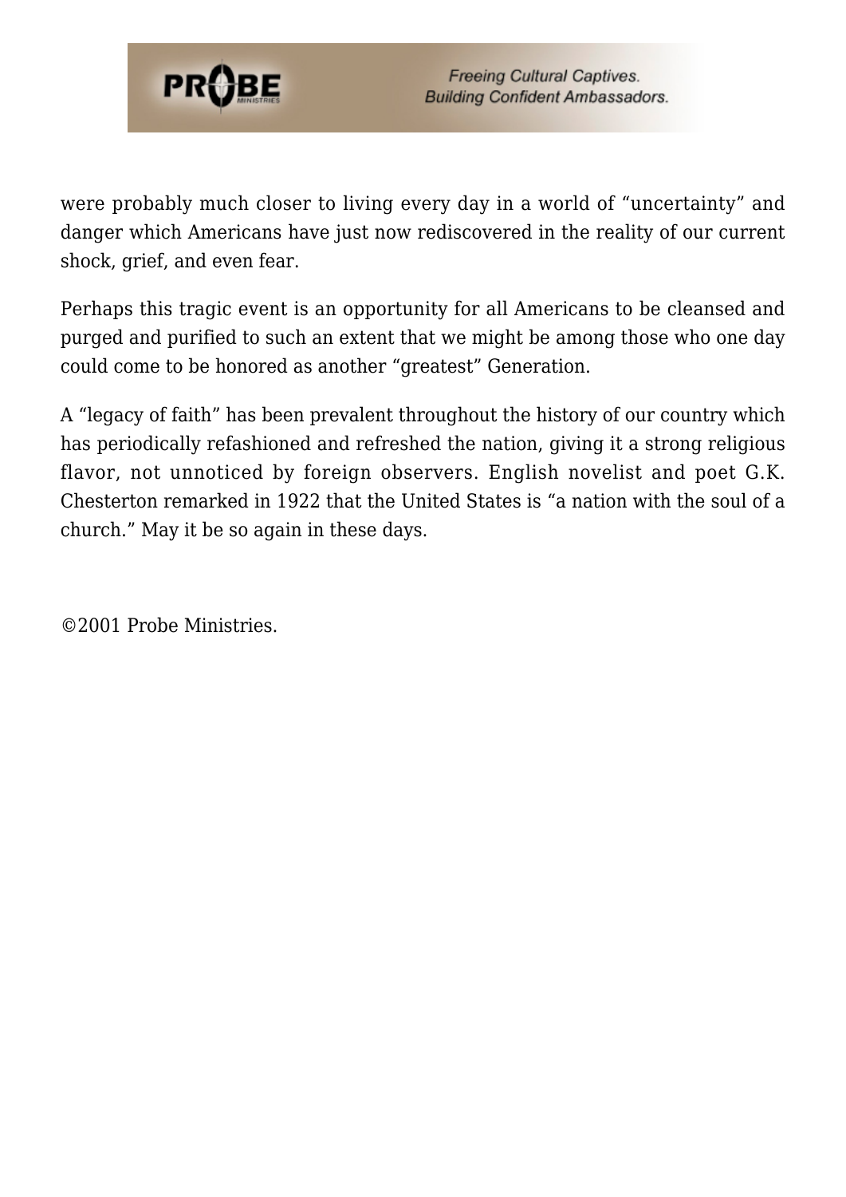were probably much closer to living every day in a world of "uncertainty" and danger which Americans have just now rediscovered in the reality of our current shock, grief, and even fear.

Perhaps this tragic event is an opportunity for all Americans to be cleansed and purged and purified to such an extent that we might be among those who one day could come to be honored as another "greatest" Generation.

A "legacy of faith" has been prevalent throughout the history of our country which has periodically refashioned and refreshed the nation, giving it a strong religious flavor, not unnoticed by foreign observers. English novelist and poet G.K. Chesterton remarked in 1922 that the United States is "a nation with the soul of a church." May it be so again in these days.

©2001 Probe Ministries.